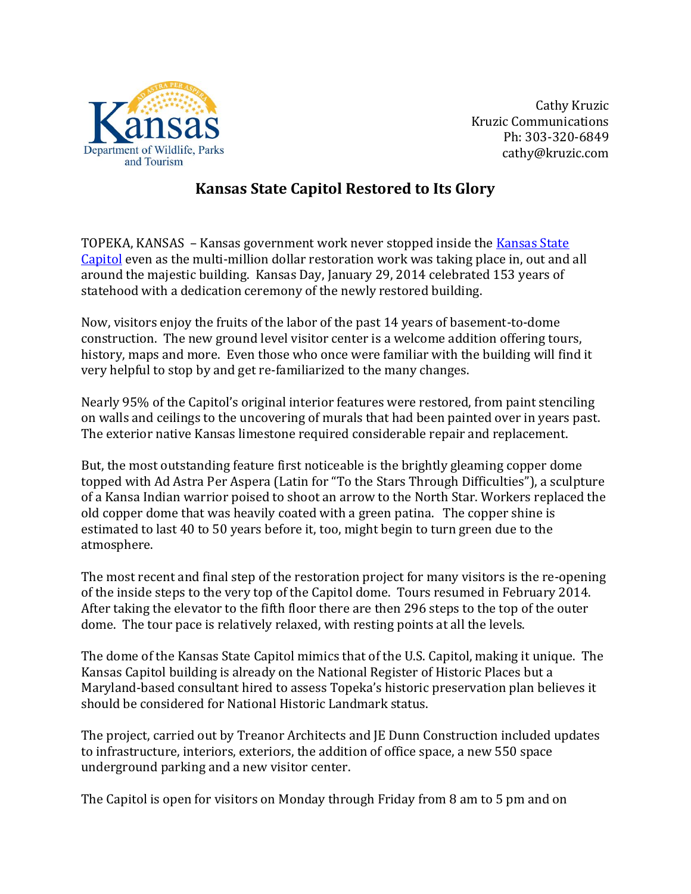Kansas Department of Wildlife, Parks and Tourism

Cathy Kruzic
Kruzic Communications
Ph: 303-320-6849
cathy@kruzic.com

# Kansas State Capitol Restored to Its Glory

TOPEKA, KANSAS – Kansas government work never stopped inside the Kansas State Capitol even as the multi-million dollar restoration work was taking place in, out and all around the majestic building. Kansas Day, January 29, 2014 celebrated 153 years of statehood with a dedication ceremony of the newly restored building.

Now, visitors enjoy the fruits of the labor of the past 14 years of basement-to-dome construction. The new ground level visitor center is a welcome addition offering tours, history, maps and more. Even those who once were familiar with the building will find it very helpful to stop by and get re-familiarized to the many changes.

Nearly 95% of the Capitol's original interior features were restored, from paint stenciling on walls and ceilings to the uncovering of murals that had been painted over in years past. The exterior native Kansas limestone required considerable repair and replacement.

But, the most outstanding feature first noticeable is the brightly gleaming copper dome topped with Ad Astra Per Aspera (Latin for "To the Stars Through Difficulties"), a sculpture of a Kansa Indian warrior poised to shoot an arrow to the North Star. Workers replaced the old copper dome that was heavily coated with a green patina. The copper shine is estimated to last 40 to 50 years before it, too, might begin to turn green due to the atmosphere.

The most recent and final step of the restoration project for many visitors is the re-opening of the inside steps to the very top of the Capitol dome. Tours resumed in February 2014. After taking the elevator to the fifth floor there are then 296 steps to the top of the outer dome. The tour pace is relatively relaxed, with resting points at all the levels.

The dome of the Kansas State Capitol mimics that of the U.S. Capitol, making it unique. The Kansas Capitol building is already on the National Register of Historic Places but a Maryland-based consultant hired to assess Topeka's historic preservation plan believes it should be considered for National Historic Landmark status.

The project, carried out by Treanor Architects and JE Dunn Construction included updates to infrastructure, interiors, exteriors, the addition of office space, a new 550 space underground parking and a new visitor center.

The Capitol is open for visitors on Monday through Friday from 8 am to 5 pm and on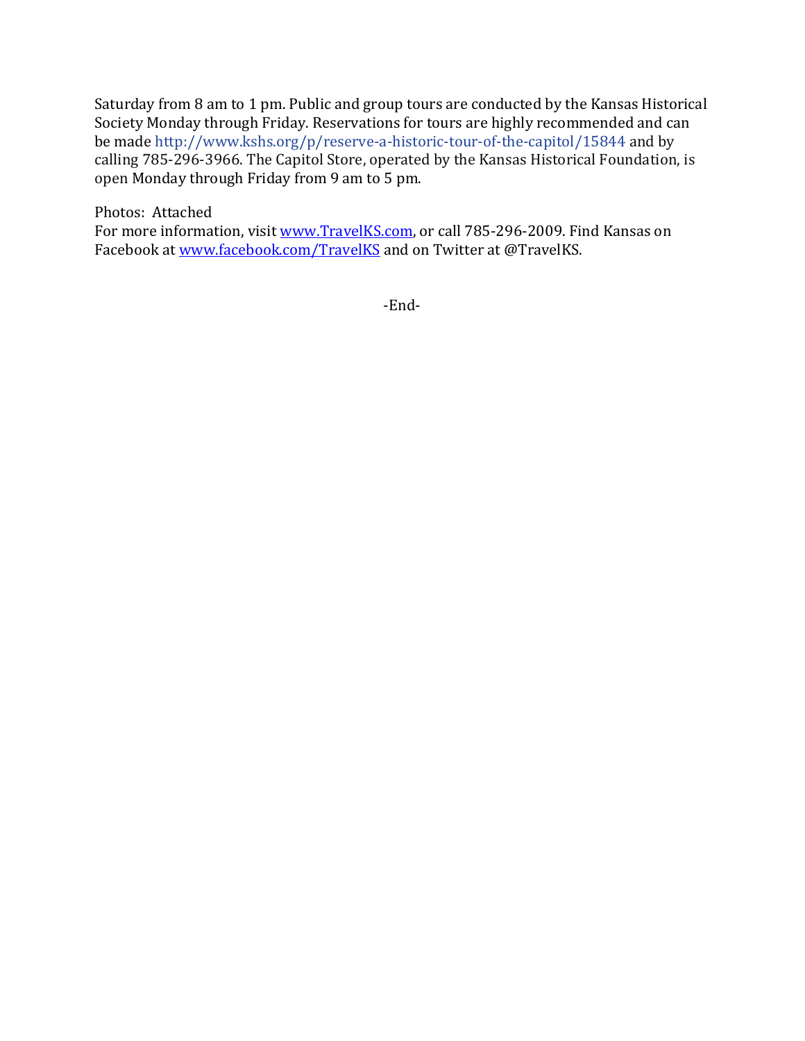Saturday from 8 am to 1 pm. Public and group tours are conducted by the Kansas Historical Society Monday through Friday. Reservations for tours are highly recommended and can be made http://www.kshs.org/p/reserve-a-historic-tour-of-the-capitol/15844 and by calling 785-296-3966. The Capitol Store, operated by the Kansas Historical Foundation, is open Monday through Friday from 9 am to 5 pm.

Photos: Attached
For more information, visit www.TravelKS.com, or call 785-296-2009. Find Kansas on Facebook at www.facebook.com/TravelKS and on Twitter at @TravelKS.

-End-